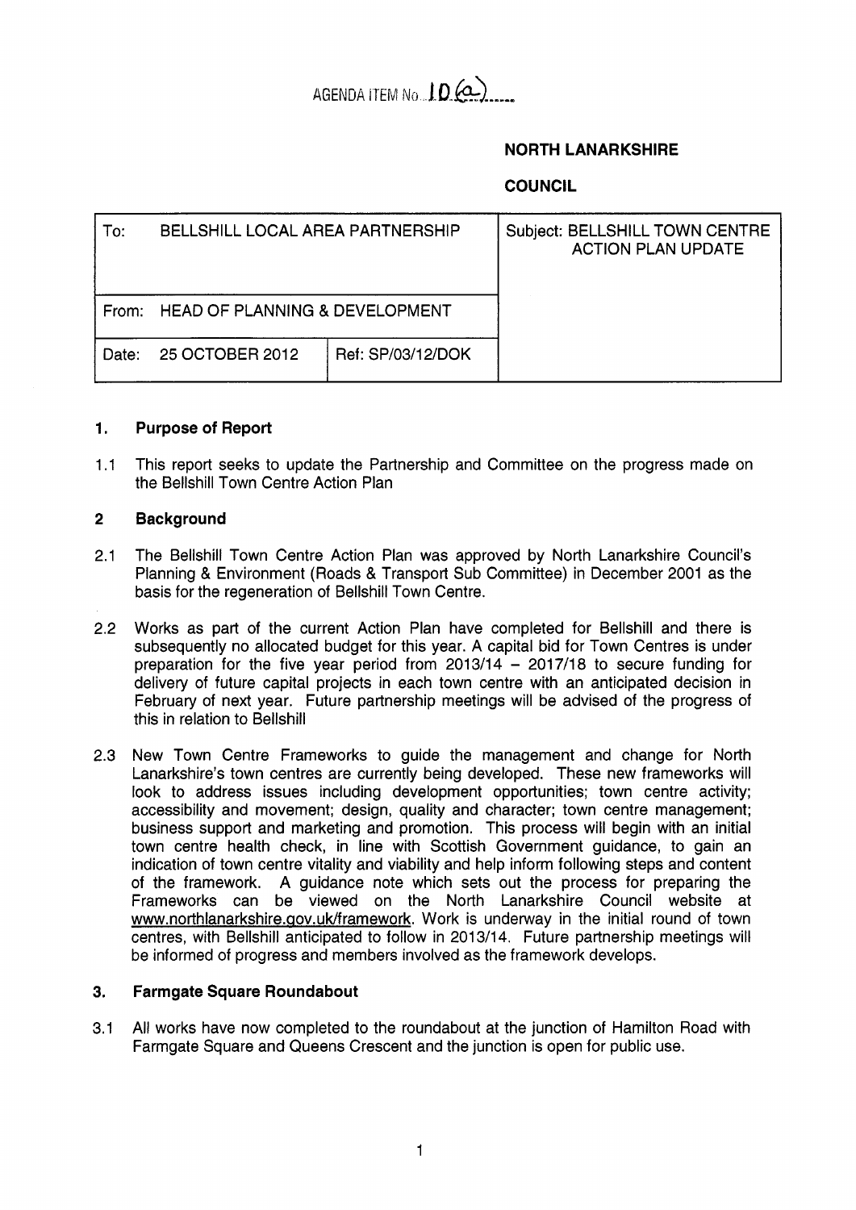AGENDA ITEM No. 10 (a)

**NORTH LANARKSHIRE**

**COUNCIL**

| To: BELLSHILL LOCAL AREA PARTNERSHIP | | Subject: BELLSHILL TOWN CENTRE ACTION PLAN UPDATE |
|---|---|---|
| From: HEAD OF PLANNING & DEVELOPMENT | | |
| Date: 25 OCTOBER 2012 | Ref: SP/03/12/DOK | |

## 1. Purpose of Report

1.1 This report seeks to update the Partnership and Committee on the progress made on the Bellshill Town Centre Action Plan

## 2 Background

2.1 The Bellshill Town Centre Action Plan was approved by North Lanarkshire Council's Planning & Environment (Roads & Transport Sub Committee) in December 2001 as the basis for the regeneration of Bellshill Town Centre.

2.2 Works as part of the current Action Plan have completed for Bellshill and there is subsequently no allocated budget for this year. A capital bid for Town Centres is under preparation for the five year period from 2013/14 – 2017/18 to secure funding for delivery of future capital projects in each town centre with an anticipated decision in February of next year. Future partnership meetings will be advised of the progress of this in relation to Bellshill

2.3 New Town Centre Frameworks to guide the management and change for North Lanarkshire's town centres are currently being developed. These new frameworks will look to address issues including development opportunities; town centre activity; accessibility and movement; design, quality and character; town centre management; business support and marketing and promotion. This process will begin with an initial town centre health check, in line with Scottish Government guidance, to gain an indication of town centre vitality and viability and help inform following steps and content of the framework. A guidance note which sets out the process for preparing the Frameworks can be viewed on the North Lanarkshire Council website at www.northlanarkshire.gov.uk/framework. Work is underway in the initial round of town centres, with Bellshill anticipated to follow in 2013/14. Future partnership meetings will be informed of progress and members involved as the framework develops.

## 3. Farmgate Square Roundabout

3.1 All works have now completed to the roundabout at the junction of Hamilton Road with Farmgate Square and Queens Crescent and the junction is open for public use.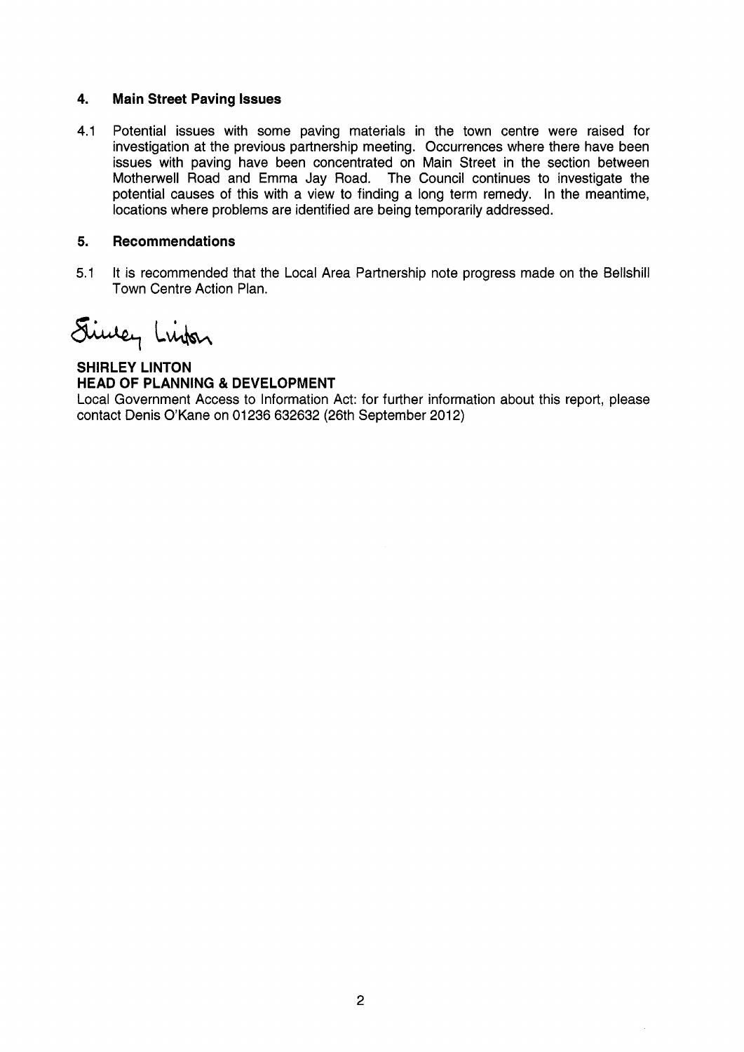## 4. Main Street Paving Issues

4.1 Potential issues with some paving materials in the town centre were raised for investigation at the previous partnership meeting. Occurrences where there have been issues with paving have been concentrated on Main Street in the section between Motherwell Road and Emma Jay Road. The Council continues to investigate the potential causes of this with a view to finding a long term remedy. In the meantime, locations where problems are identified are being temporarily addressed.

## 5. Recommendations

5.1 It is recommended that the Local Area Partnership note progress made on the Bellshill Town Centre Action Plan.

Shirley Linton

**SHIRLEY LINTON**
**HEAD OF PLANNING & DEVELOPMENT**

Local Government Access to Information Act: for further information about this report, please contact Denis O'Kane on 01236 632632 (26th September 2012)